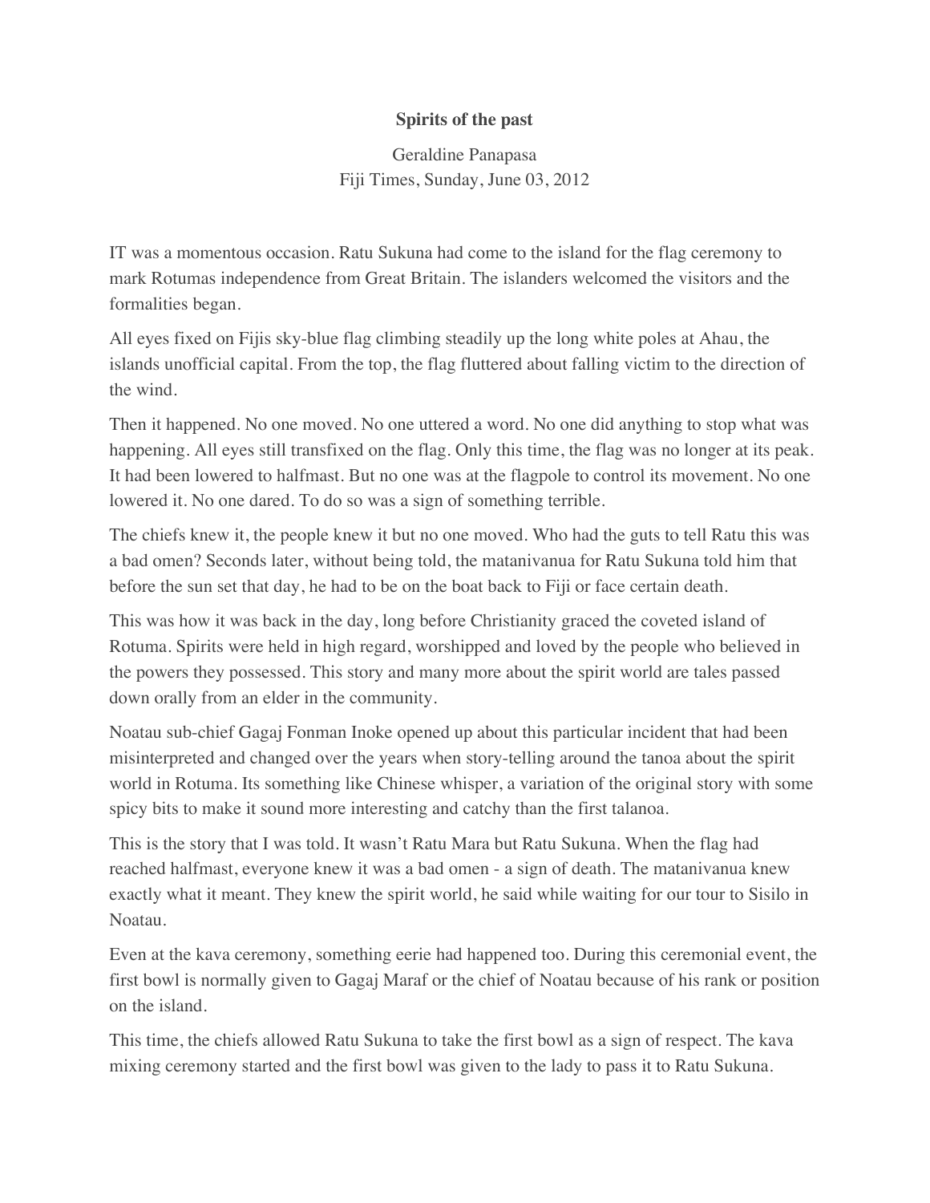**Spirits of the past**

Geraldine Panapasa
Fiji Times, Sunday, June 03, 2012

IT was a momentous occasion. Ratu Sukuna had come to the island for the flag ceremony to mark Rotumas independence from Great Britain. The islanders welcomed the visitors and the formalities began.

All eyes fixed on Fijis sky-blue flag climbing steadily up the long white poles at Ahau, the islands unofficial capital. From the top, the flag fluttered about falling victim to the direction of the wind.

Then it happened. No one moved. No one uttered a word. No one did anything to stop what was happening. All eyes still transfixed on the flag. Only this time, the flag was no longer at its peak. It had been lowered to halfmast. But no one was at the flagpole to control its movement. No one lowered it. No one dared. To do so was a sign of something terrible.

The chiefs knew it, the people knew it but no one moved. Who had the guts to tell Ratu this was a bad omen? Seconds later, without being told, the matanivanua for Ratu Sukuna told him that before the sun set that day, he had to be on the boat back to Fiji or face certain death.

This was how it was back in the day, long before Christianity graced the coveted island of Rotuma. Spirits were held in high regard, worshipped and loved by the people who believed in the powers they possessed. This story and many more about the spirit world are tales passed down orally from an elder in the community.

Noatau sub-chief Gagaj Fonman Inoke opened up about this particular incident that had been misinterpreted and changed over the years when story-telling around the tanoa about the spirit world in Rotuma. Its something like Chinese whisper, a variation of the original story with some spicy bits to make it sound more interesting and catchy than the first talanoa.

This is the story that I was told. It wasn't Ratu Mara but Ratu Sukuna. When the flag had reached halfmast, everyone knew it was a bad omen - a sign of death. The matanivanua knew exactly what it meant. They knew the spirit world, he said while waiting for our tour to Sisilo in Noatau.

Even at the kava ceremony, something eerie had happened too. During this ceremonial event, the first bowl is normally given to Gagaj Maraf or the chief of Noatau because of his rank or position on the island.

This time, the chiefs allowed Ratu Sukuna to take the first bowl as a sign of respect. The kava mixing ceremony started and the first bowl was given to the lady to pass it to Ratu Sukuna.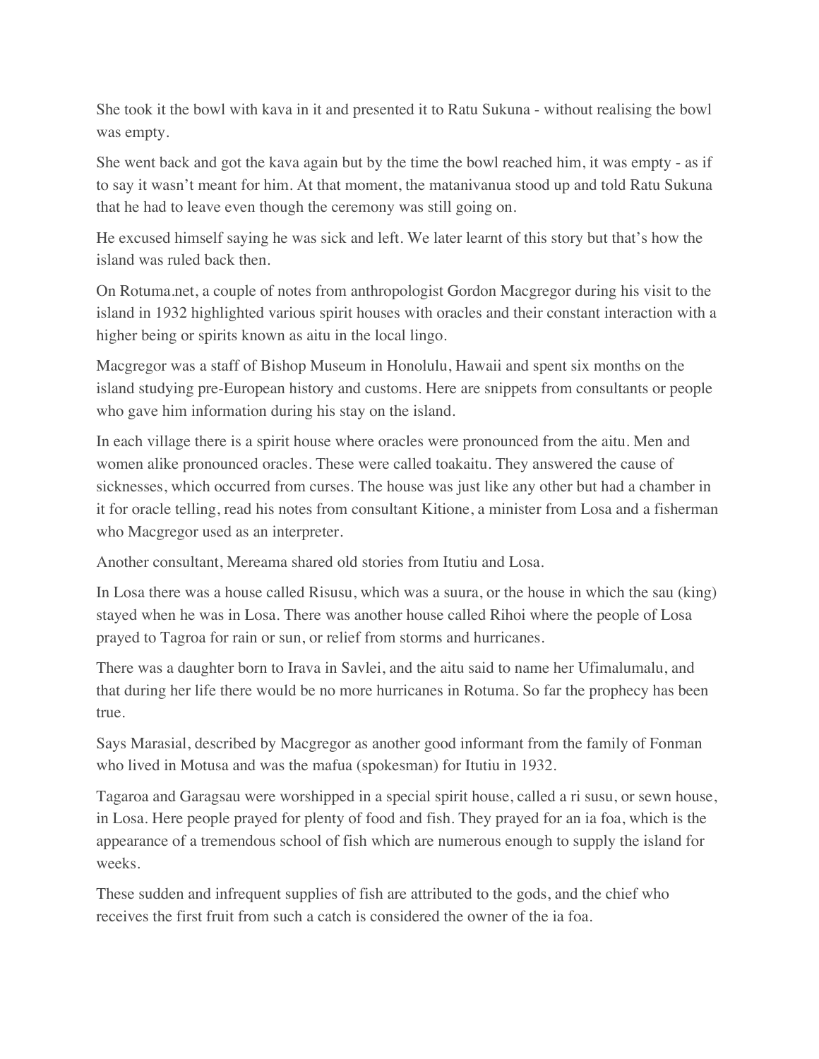She took it the bowl with kava in it and presented it to Ratu Sukuna - without realising the bowl was empty.

She went back and got the kava again but by the time the bowl reached him, it was empty - as if to say it wasn't meant for him. At that moment, the matanivanua stood up and told Ratu Sukuna that he had to leave even though the ceremony was still going on.

He excused himself saying he was sick and left. We later learnt of this story but that's how the island was ruled back then.

On Rotuma.net, a couple of notes from anthropologist Gordon Macgregor during his visit to the island in 1932 highlighted various spirit houses with oracles and their constant interaction with a higher being or spirits known as aitu in the local lingo.

Macgregor was a staff of Bishop Museum in Honolulu, Hawaii and spent six months on the island studying pre-European history and customs. Here are snippets from consultants or people who gave him information during his stay on the island.

In each village there is a spirit house where oracles were pronounced from the aitu. Men and women alike pronounced oracles. These were called toakaitu. They answered the cause of sicknesses, which occurred from curses. The house was just like any other but had a chamber in it for oracle telling, read his notes from consultant Kitione, a minister from Losa and a fisherman who Macgregor used as an interpreter.

Another consultant, Mereama shared old stories from Itutiu and Losa.

In Losa there was a house called Risusu, which was a suura, or the house in which the sau (king) stayed when he was in Losa. There was another house called Rihoi where the people of Losa prayed to Tagroa for rain or sun, or relief from storms and hurricanes.

There was a daughter born to Irava in Savlei, and the aitu said to name her Ufimalumalu, and that during her life there would be no more hurricanes in Rotuma. So far the prophecy has been true.

Says Marasial, described by Macgregor as another good informant from the family of Fonman who lived in Motusa and was the mafua (spokesman) for Itutiu in 1932.

Tagaroa and Garagsau were worshipped in a special spirit house, called a ri susu, or sewn house, in Losa. Here people prayed for plenty of food and fish. They prayed for an ia foa, which is the appearance of a tremendous school of fish which are numerous enough to supply the island for weeks.

These sudden and infrequent supplies of fish are attributed to the gods, and the chief who receives the first fruit from such a catch is considered the owner of the ia foa.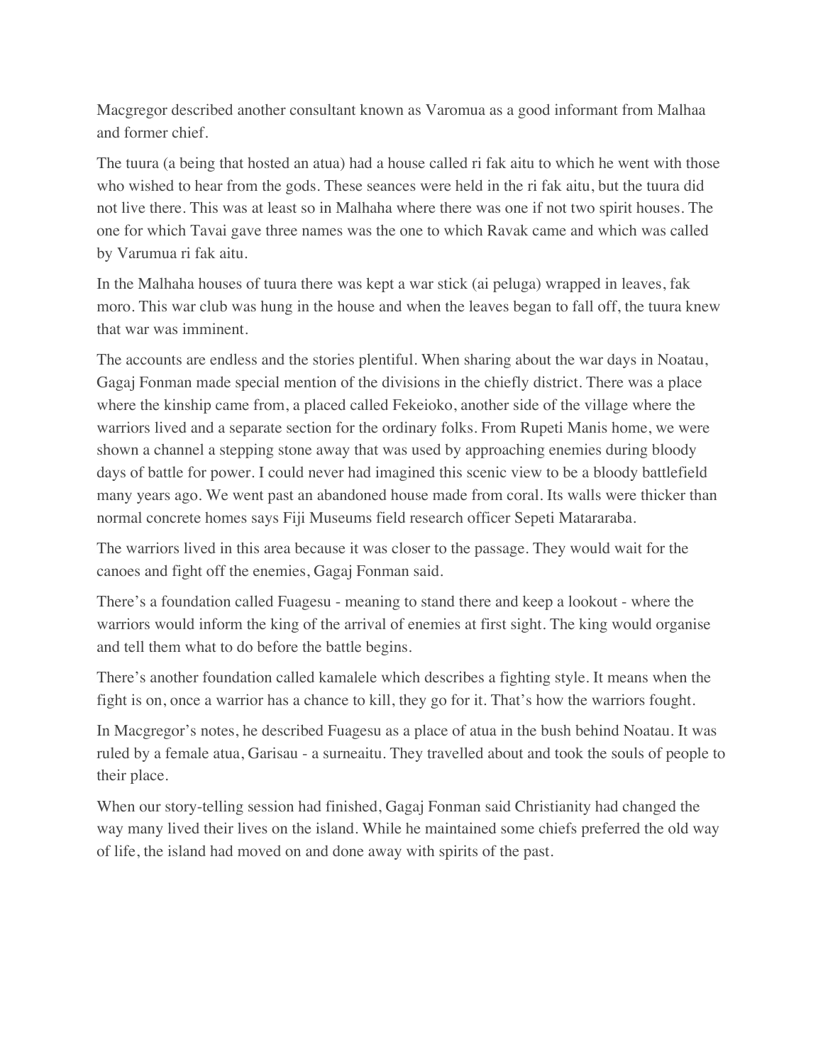Macgregor described another consultant known as Varomua as a good informant from Malhaa and former chief.

The tuura (a being that hosted an atua) had a house called ri fak aitu to which he went with those who wished to hear from the gods. These seances were held in the ri fak aitu, but the tuura did not live there. This was at least so in Malhaha where there was one if not two spirit houses. The one for which Tavai gave three names was the one to which Ravak came and which was called by Varumua ri fak aitu.

In the Malhaha houses of tuura there was kept a war stick (ai peluga) wrapped in leaves, fak moro. This war club was hung in the house and when the leaves began to fall off, the tuura knew that war was imminent.

The accounts are endless and the stories plentiful. When sharing about the war days in Noatau, Gagaj Fonman made special mention of the divisions in the chiefly district. There was a place where the kinship came from, a placed called Fekeioko, another side of the village where the warriors lived and a separate section for the ordinary folks. From Rupeti Manis home, we were shown a channel a stepping stone away that was used by approaching enemies during bloody days of battle for power. I could never had imagined this scenic view to be a bloody battlefield many years ago. We went past an abandoned house made from coral. Its walls were thicker than normal concrete homes says Fiji Museums field research officer Sepeti Matararaba.

The warriors lived in this area because it was closer to the passage. They would wait for the canoes and fight off the enemies, Gagaj Fonman said.

There's a foundation called Fuagesu - meaning to stand there and keep a lookout - where the warriors would inform the king of the arrival of enemies at first sight. The king would organise and tell them what to do before the battle begins.

There's another foundation called kamalele which describes a fighting style. It means when the fight is on, once a warrior has a chance to kill, they go for it. That's how the warriors fought.

In Macgregor's notes, he described Fuagesu as a place of atua in the bush behind Noatau. It was ruled by a female atua, Garisau - a surneaitu. They travelled about and took the souls of people to their place.

When our story-telling session had finished, Gagaj Fonman said Christianity had changed the way many lived their lives on the island. While he maintained some chiefs preferred the old way of life, the island had moved on and done away with spirits of the past.